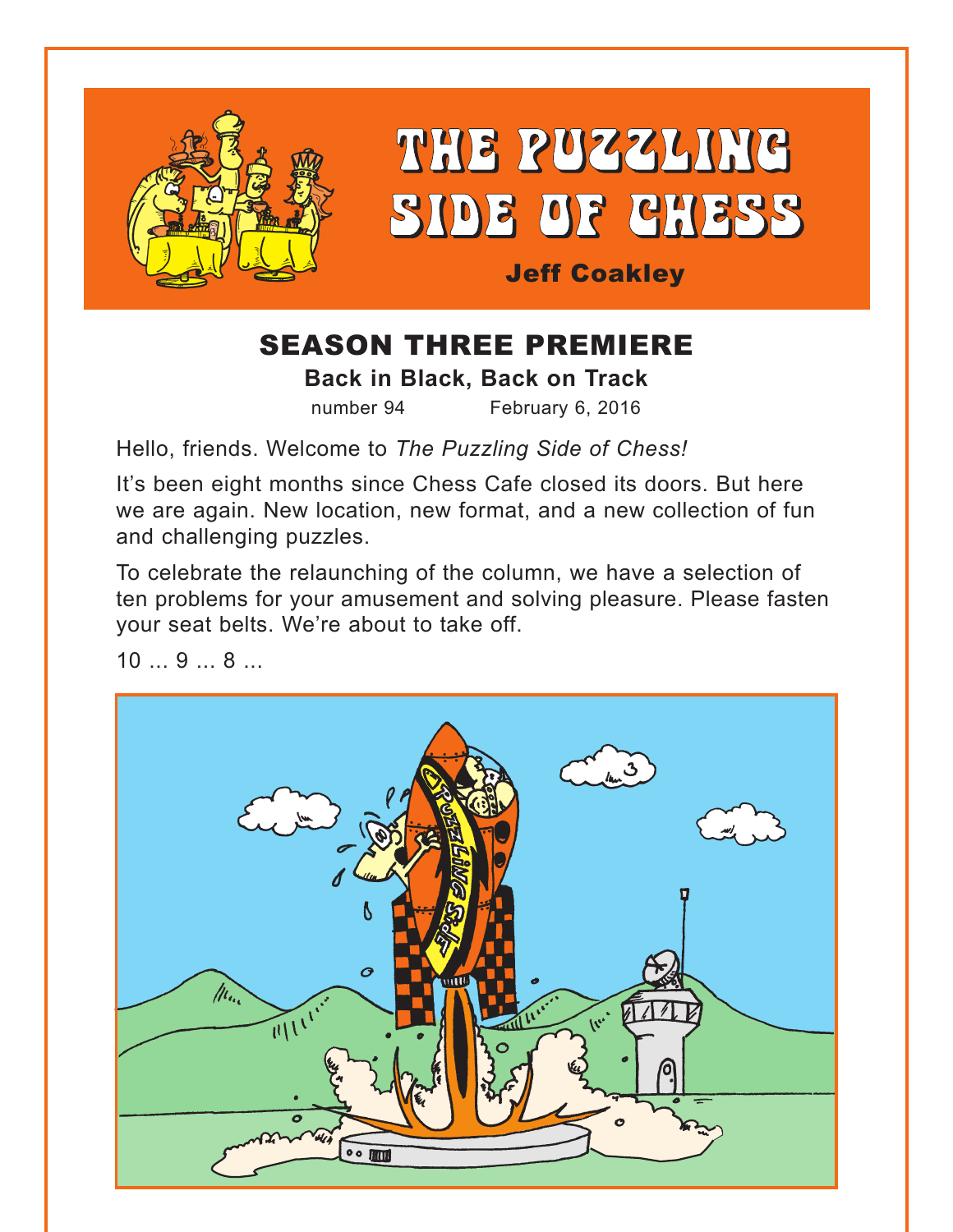# THE PUZZLING SIDE OF CHESS

**Jeff Coakley**

## SEASON THREE PREMIERE

**Back in Black, Back on Track**

number 94 February 6, 2016

Hello, friends. Welcome to *The Puzzling Side of Chess!*

It's been eight months since Chess Cafe closed its doors. But here we are again. New location, new format, and a new collection of fun and challenging puzzles.

To celebrate the relaunching of the column, we have a selection of ten problems for your amusement and solving pleasure. Please fasten your seat belts. We're about to take off.

10 ... 9 ... 8 ...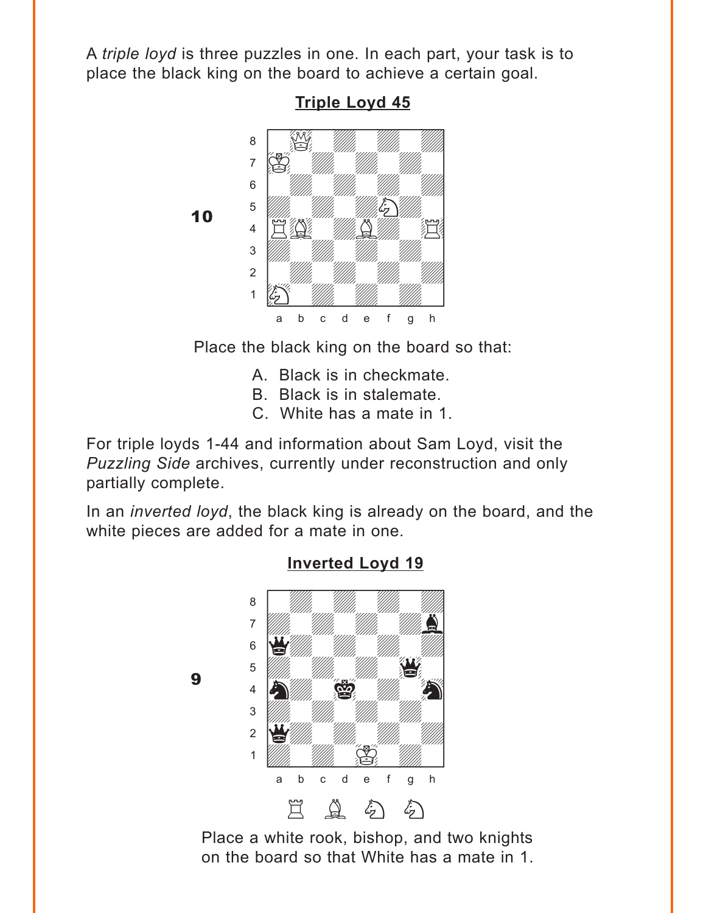A *triple loyd* is three puzzles in one. In each part, your task is to place the black king on the board to achieve a certain goal.

**Triple Loyd 45**

10

Place the black king on the board so that:

A. Black is in checkmate.
B. Black is in stalemate.
C. White has a mate in 1.

For triple loyds 1-44 and information about Sam Loyd, visit the *Puzzling Side* archives, currently under reconstruction and only partially complete.

In an *inverted loyd*, the black king is already on the board, and the white pieces are added for a mate in one.

**Inverted Loyd 19**

9

Place a white rook, bishop, and two knights on the board so that White has a mate in 1.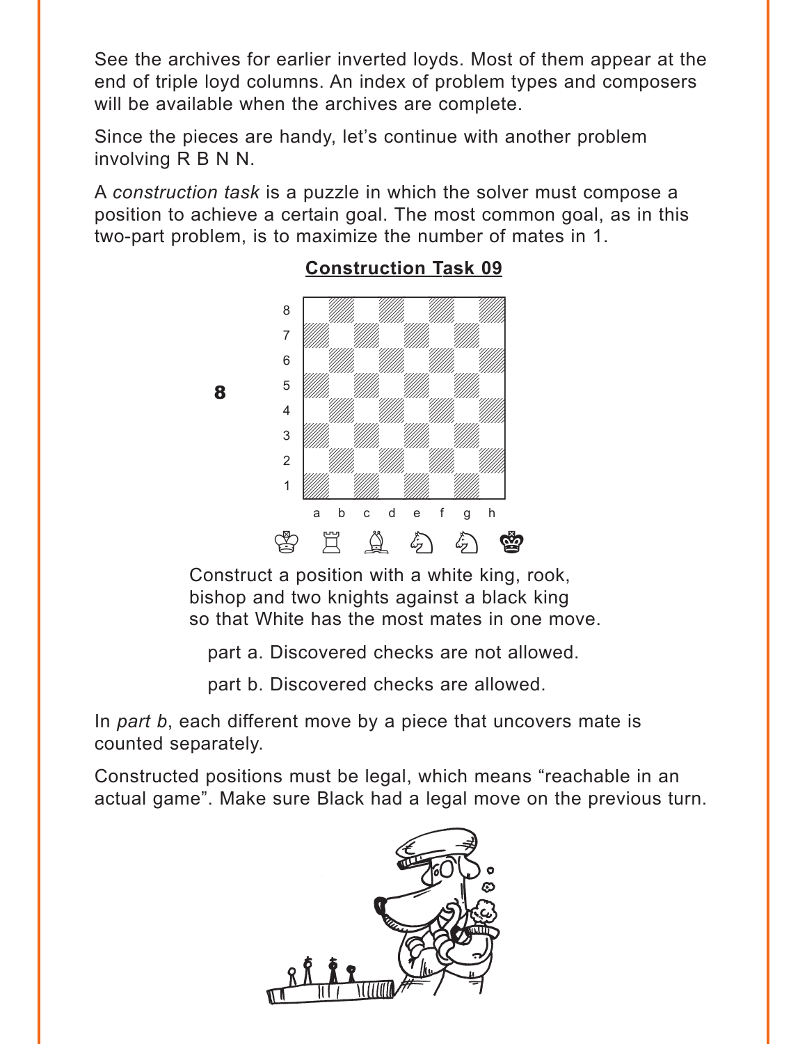See the archives for earlier inverted loyds. Most of them appear at the end of triple loyd columns. An index of problem types and composers will be available when the archives are complete.

Since the pieces are handy, let's continue with another problem involving R B N N.

A *construction task* is a puzzle in which the solver must compose a position to achieve a certain goal. The most common goal, as in this two-part problem, is to maximize the number of mates in 1.

## Construction Task 09

Construct a position with a white king, rook, bishop and two knights against a black king so that White has the most mates in one move.

part a. Discovered checks are not allowed.

part b. Discovered checks are allowed.

In *part b*, each different move by a piece that uncovers mate is counted separately.

Constructed positions must be legal, which means "reachable in an actual game". Make sure Black had a legal move on the previous turn.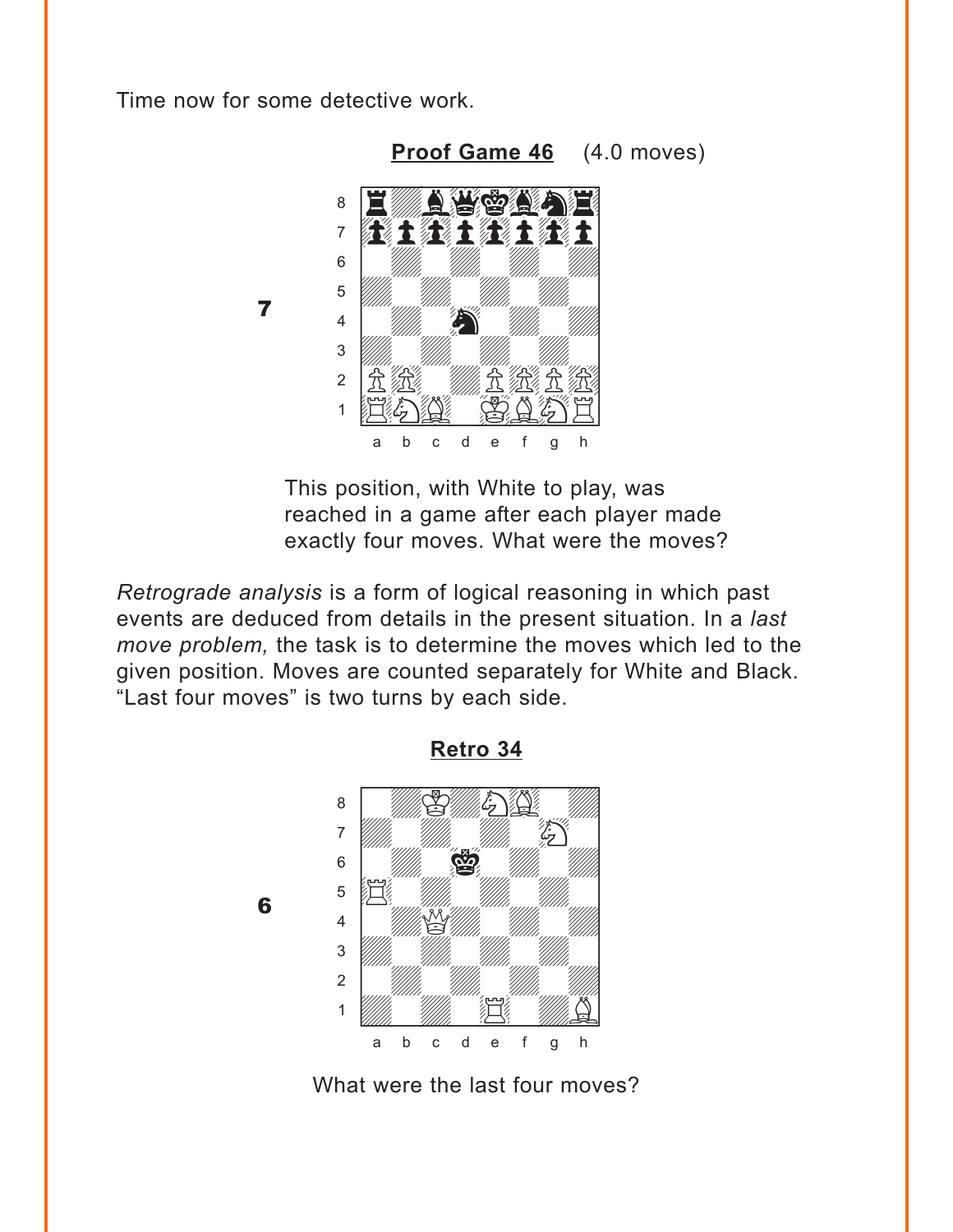Time now for some detective work.

**Proof Game 46** (4.0 moves)

7

This position, with White to play, was reached in a game after each player made exactly four moves. What were the moves?

*Retrograde analysis* is a form of logical reasoning in which past events are deduced from details in the present situation. In a *last move problem,* the task is to determine the moves which led to the given position. Moves are counted separately for White and Black. "Last four moves" is two turns by each side.

**Retro 34**

6

What were the last four moves?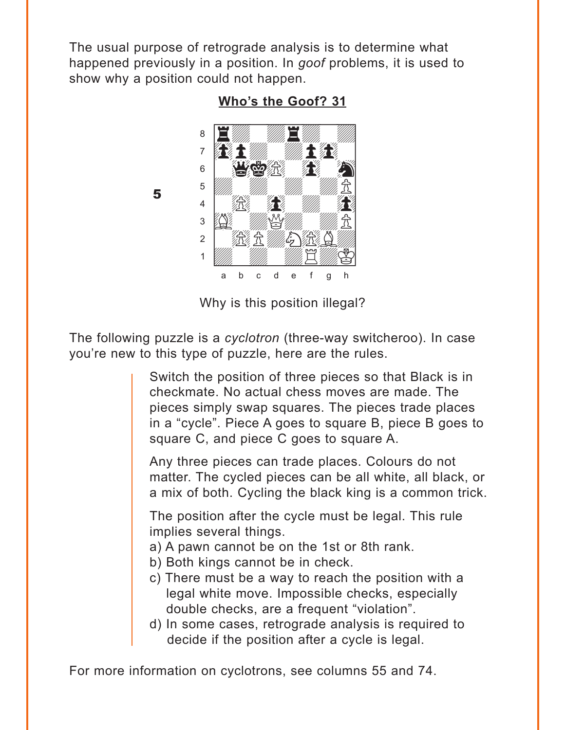The usual purpose of retrograde analysis is to determine what happened previously in a position. In *goof* problems, it is used to show why a position could not happen.

**Who's the Goof? 31**

5

Why is this position illegal?

The following puzzle is a *cyclotron* (three-way switcheroo). In case you're new to this type of puzzle, here are the rules.

> Switch the position of three pieces so that Black is in checkmate. No actual chess moves are made. The pieces simply swap squares. The pieces trade places in a "cycle". Piece A goes to square B, piece B goes to square C, and piece C goes to square A.
>
> Any three pieces can trade places. Colours do not matter. The cycled pieces can be all white, all black, or a mix of both. Cycling the black king is a common trick.
>
> The position after the cycle must be legal. This rule implies several things.
> a) A pawn cannot be on the 1st or 8th rank.
> b) Both kings cannot be in check.
> c) There must be a way to reach the position with a legal white move. Impossible checks, especially double checks, are a frequent "violation".
> d) In some cases, retrograde analysis is required to decide if the position after a cycle is legal.

For more information on cyclotrons, see columns 55 and 74.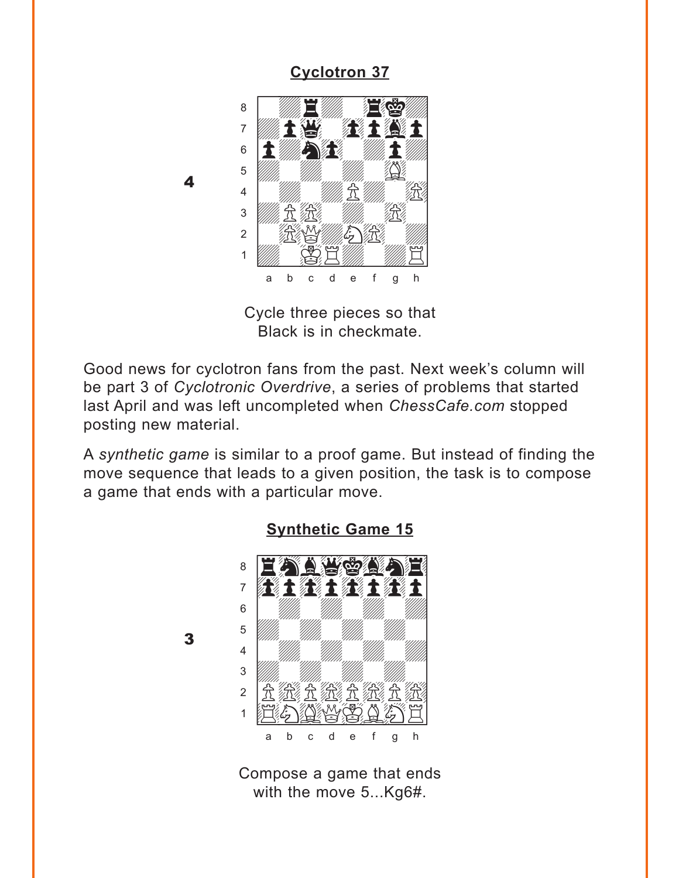## Cyclotron 37

4

Cycle three pieces so that Black is in checkmate.

Good news for cyclotron fans from the past. Next week's column will be part 3 of *Cyclotronic Overdrive*, a series of problems that started last April and was left uncompleted when *ChessCafe.com* stopped posting new material.

A *synthetic game* is similar to a proof game. But instead of finding the move sequence that leads to a given position, the task is to compose a game that ends with a particular move.

## Synthetic Game 15

3

Compose a game that ends with the move 5...Kg6#.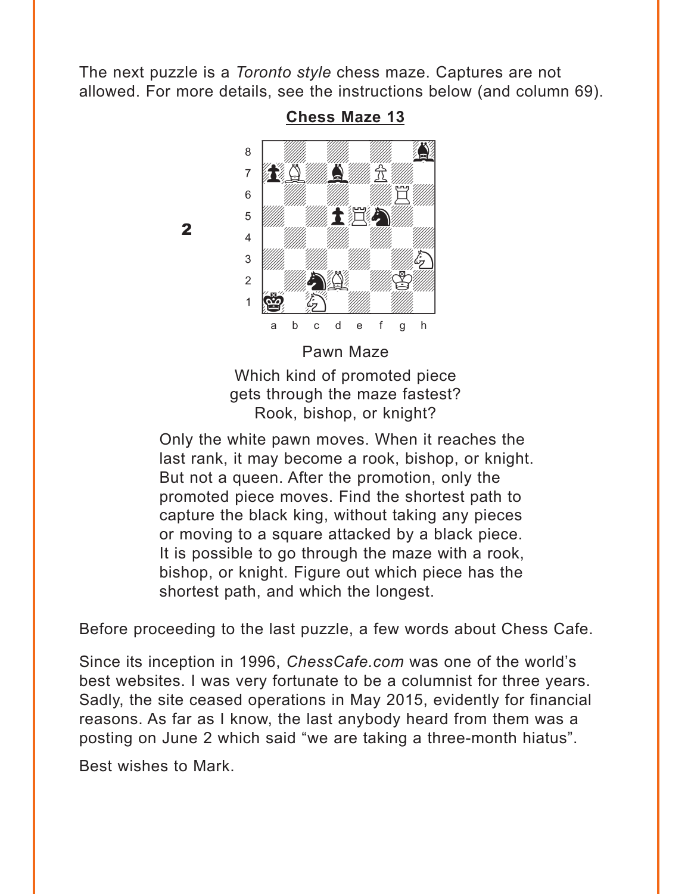The next puzzle is a *Toronto style* chess maze. Captures are not allowed. For more details, see the instructions below (and column 69).

**Chess Maze 13**

2

Pawn Maze

Which kind of promoted piece gets through the maze fastest? Rook, bishop, or knight?

Only the white pawn moves. When it reaches the last rank, it may become a rook, bishop, or knight. But not a queen. After the promotion, only the promoted piece moves. Find the shortest path to capture the black king, without taking any pieces or moving to a square attacked by a black piece. It is possible to go through the maze with a rook, bishop, or knight. Figure out which piece has the shortest path, and which the longest.

Before proceeding to the last puzzle, a few words about Chess Cafe.

Since its inception in 1996, *ChessCafe.com* was one of the world's best websites. I was very fortunate to be a columnist for three years. Sadly, the site ceased operations in May 2015, evidently for financial reasons. As far as I know, the last anybody heard from them was a posting on June 2 which said "we are taking a three-month hiatus".

Best wishes to Mark.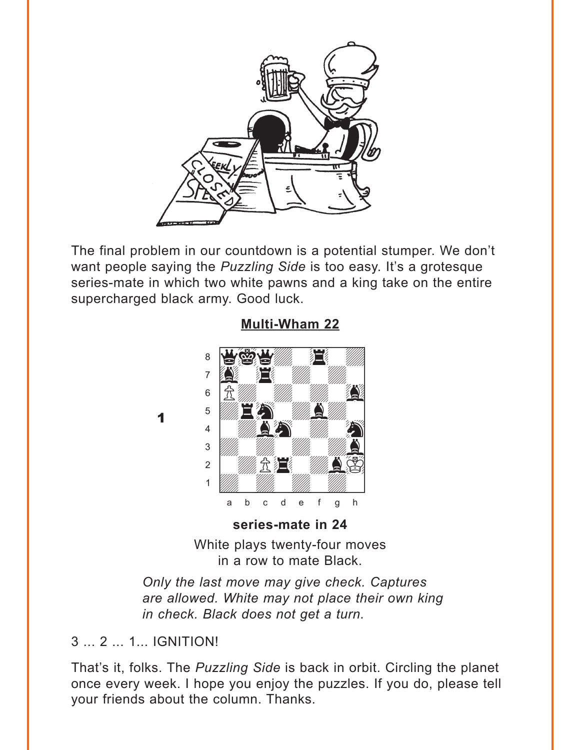The final problem in our countdown is a potential stumper. We don't want people saying the *Puzzling Side* is too easy. It's a grotesque series-mate in which two white pawns and a king take on the entire supercharged black army. Good luck.

**Multi-Wham 22**

1

**series-mate in 24**

White plays twenty-four moves in a row to mate Black.

*Only the last move may give check. Captures are allowed. White may not place their own king in check. Black does not get a turn.*

3 ... 2 ... 1... IGNITION!

That's it, folks. The *Puzzling Side* is back in orbit. Circling the planet once every week. I hope you enjoy the puzzles. If you do, please tell your friends about the column. Thanks.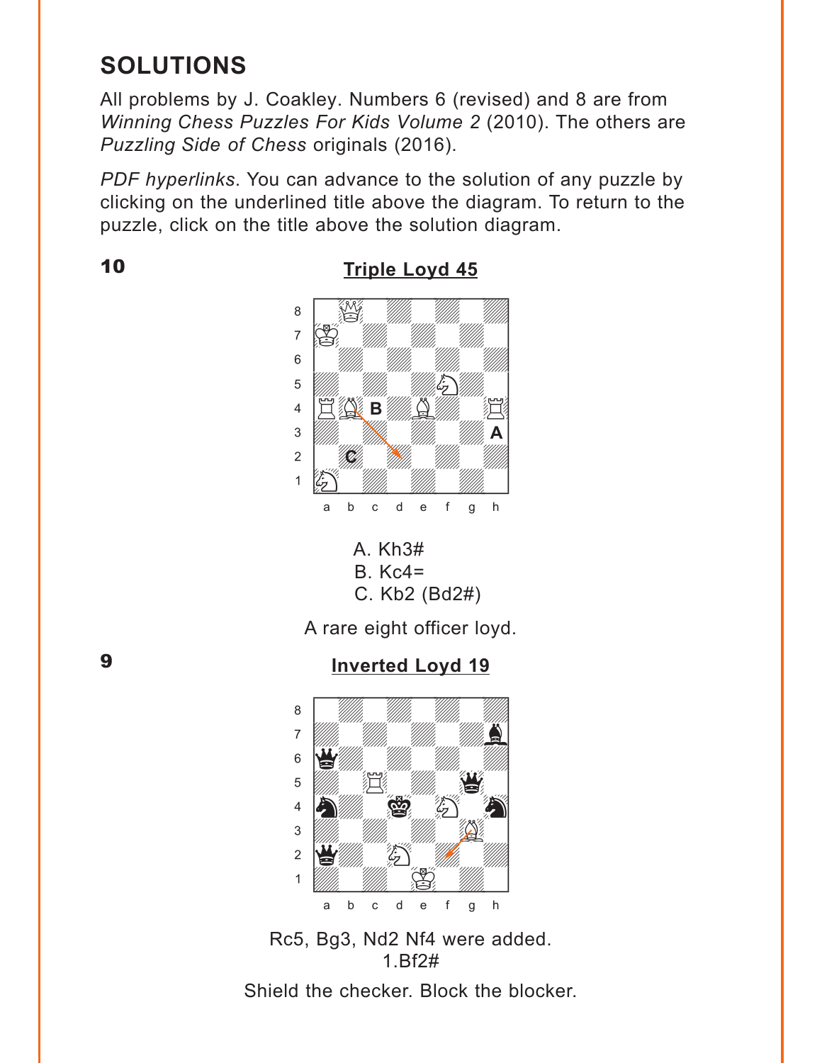# SOLUTIONS

All problems by J. Coakley. Numbers 6 (revised) and 8 are from *Winning Chess Puzzles For Kids Volume 2* (2010). The others are *Puzzling Side of Chess* originals (2016).

*PDF hyperlinks*. You can advance to the solution of any puzzle by clicking on the underlined title above the diagram. To return to the puzzle, click on the title above the solution diagram.

## 10

### Triple Loyd 45

A. Kh3#
B. Kc4=
C. Kb2 (Bd2#)

A rare eight officer loyd.

## 9

### Inverted Loyd 19

Rc5, Bg3, Nd2 Nf4 were added.
1.Bf2#

Shield the checker. Block the blocker.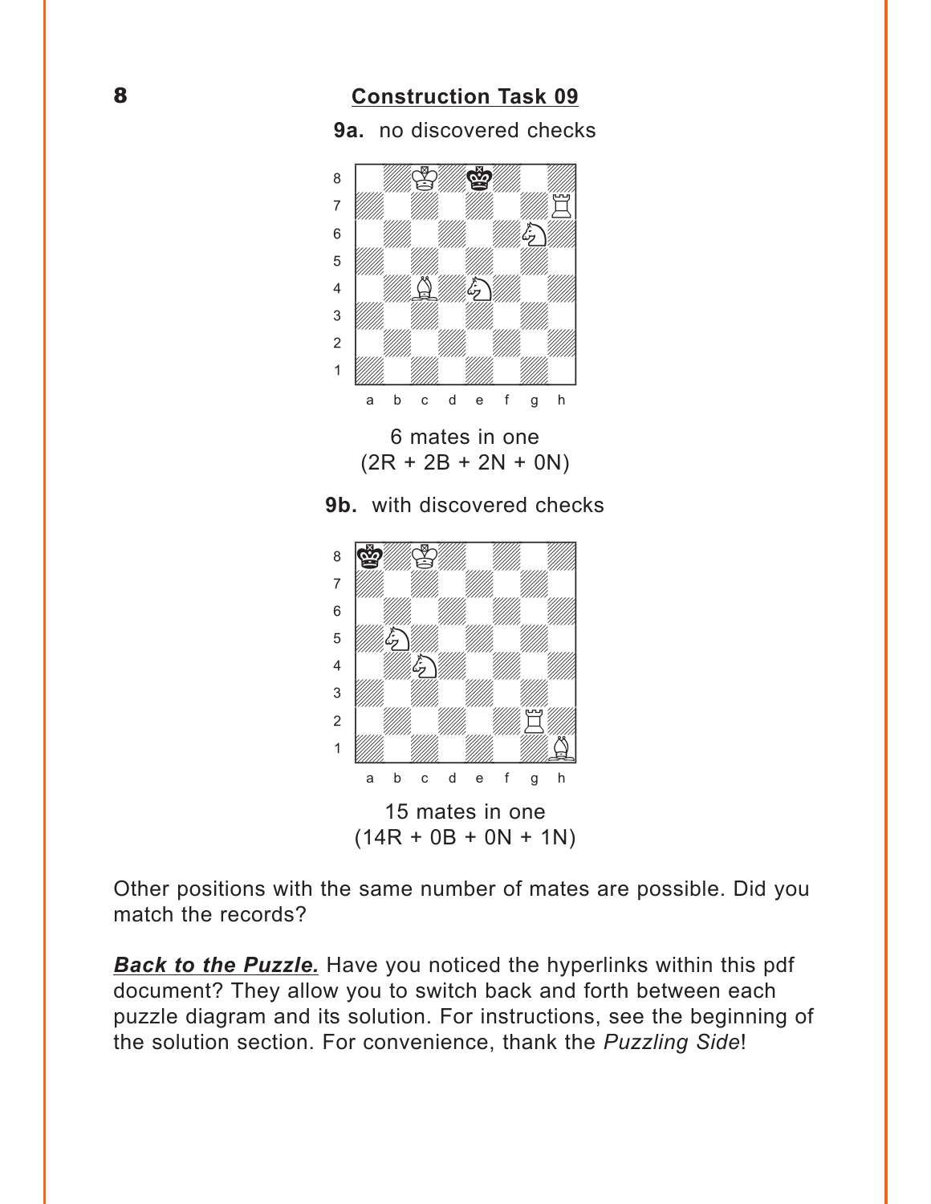## Construction Task 09

**9a.** no discovered checks

6 mates in one
(2R + 2B + 2N + 0N)

**9b.** with discovered checks

15 mates in one
(14R + 0B + 0N + 1N)

Other positions with the same number of mates are possible. Did you match the records?

***Back to the Puzzle.*** Have you noticed the hyperlinks within this pdf document? They allow you to switch back and forth between each puzzle diagram and its solution. For instructions, see the beginning of the solution section. For convenience, thank the *Puzzling Side*!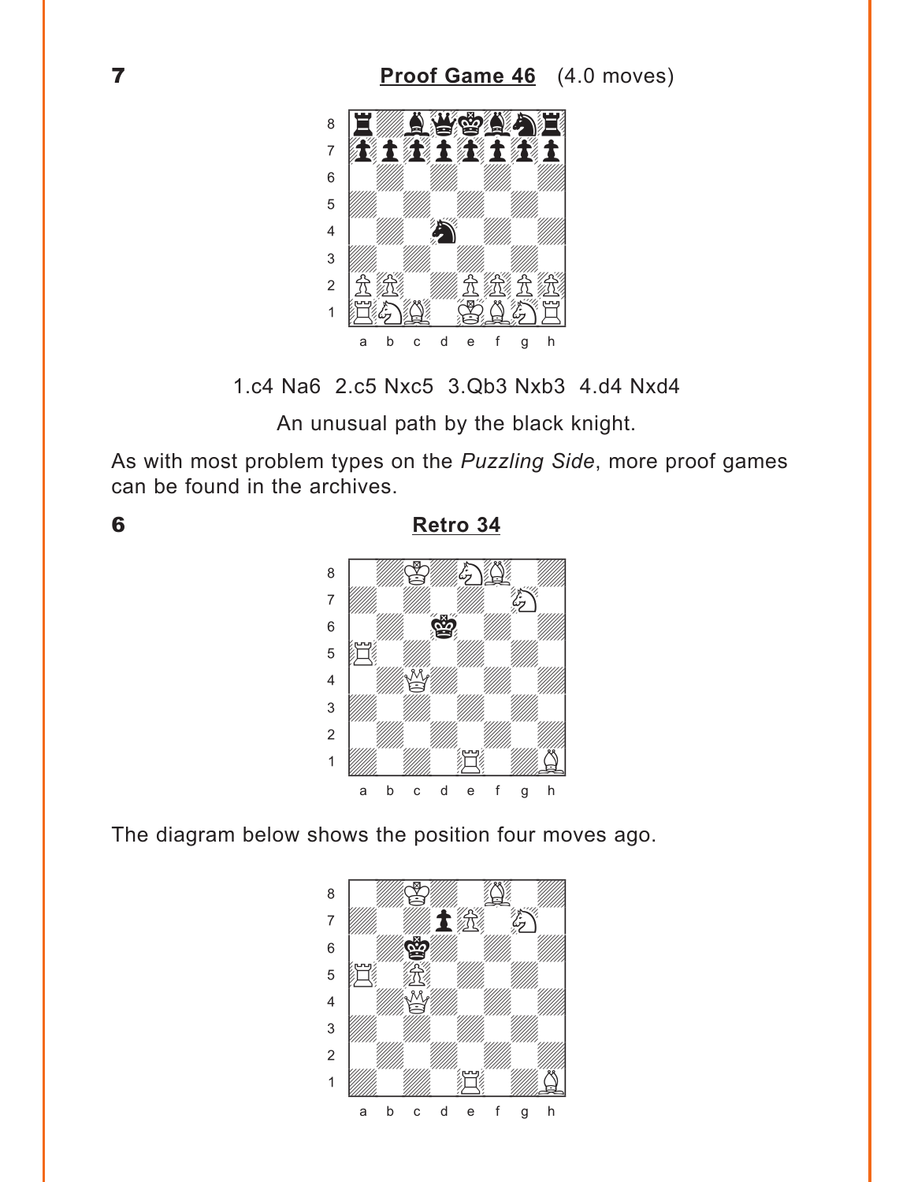**7** **Proof Game 46** (4.0 moves)

1.c4 Na6 2.c5 Nxc5 3.Qb3 Nxb3 4.d4 Nxd4

An unusual path by the black knight.

As with most problem types on the *Puzzling Side*, more proof games can be found in the archives.

**6** **Retro 34**

The diagram below shows the position four moves ago.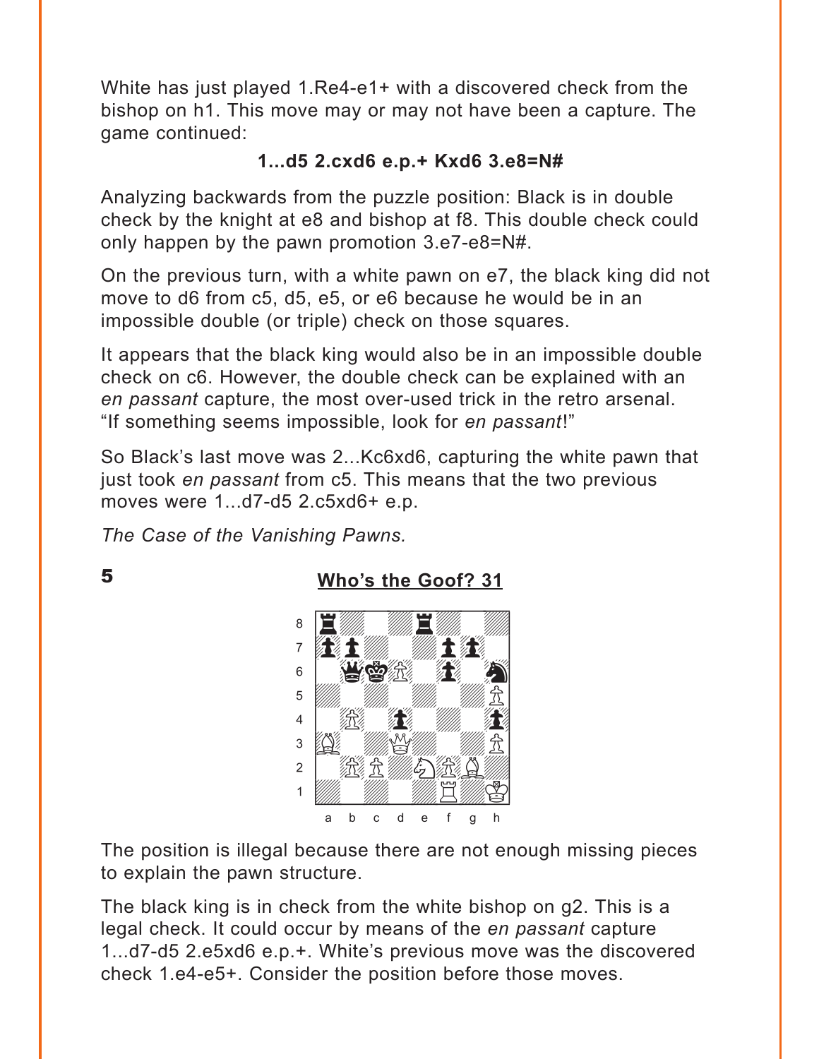White has just played 1.Re4-e1+ with a discovered check from the bishop on h1. This move may or may not have been a capture. The game continued:

**1...d5 2.cxd6 e.p.+ Kxd6 3.e8=N#**

Analyzing backwards from the puzzle position: Black is in double check by the knight at e8 and bishop at f8. This double check could only happen by the pawn promotion 3.e7-e8=N#.

On the previous turn, with a white pawn on e7, the black king did not move to d6 from c5, d5, e5, or e6 because he would be in an impossible double (or triple) check on those squares.

It appears that the black king would also be in an impossible double check on c6. However, the double check can be explained with an *en passant* capture, the most over-used trick in the retro arsenal. “If something seems impossible, look for *en passant*!”

So Black’s last move was 2...Kc6xd6, capturing the white pawn that just took *en passant* from c5. This means that the two previous moves were 1...d7-d5 2.c5xd6+ e.p.

*The Case of the Vanishing Pawns.*

**5**

## Who’s the Goof? 31

The position is illegal because there are not enough missing pieces to explain the pawn structure.

The black king is in check from the white bishop on g2. This is a legal check. It could occur by means of the *en passant* capture 1...d7-d5 2.e5xd6 e.p.+. White’s previous move was the discovered check 1.e4-e5+. Consider the position before those moves.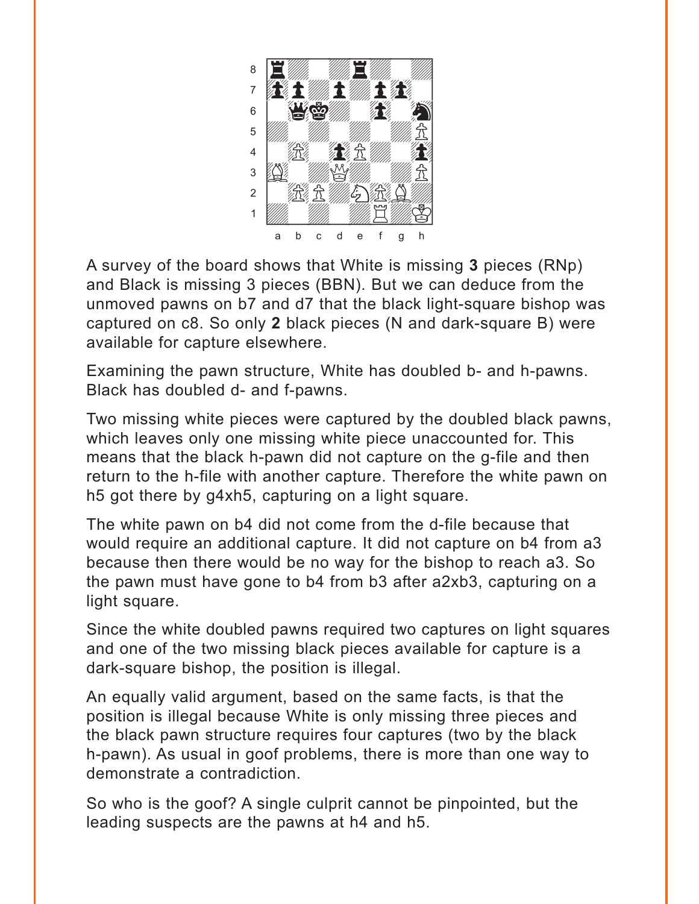A survey of the board shows that White is missing **3** pieces (RNp) and Black is missing 3 pieces (BBN). But we can deduce from the unmoved pawns on b7 and d7 that the black light-square bishop was captured on c8. So only **2** black pieces (N and dark-square B) were available for capture elsewhere.

Examining the pawn structure, White has doubled b- and h-pawns. Black has doubled d- and f-pawns.

Two missing white pieces were captured by the doubled black pawns, which leaves only one missing white piece unaccounted for. This means that the black h-pawn did not capture on the g-file and then return to the h-file with another capture. Therefore the white pawn on h5 got there by g4xh5, capturing on a light square.

The white pawn on b4 did not come from the d-file because that would require an additional capture. It did not capture on b4 from a3 because then there would be no way for the bishop to reach a3. So the pawn must have gone to b4 from b3 after a2xb3, capturing on a light square.

Since the white doubled pawns required two captures on light squares and one of the two missing black pieces available for capture is a dark-square bishop, the position is illegal.

An equally valid argument, based on the same facts, is that the position is illegal because White is only missing three pieces and the black pawn structure requires four captures (two by the black h-pawn). As usual in goof problems, there is more than one way to demonstrate a contradiction.

So who is the goof? A single culprit cannot be pinpointed, but the leading suspects are the pawns at h4 and h5.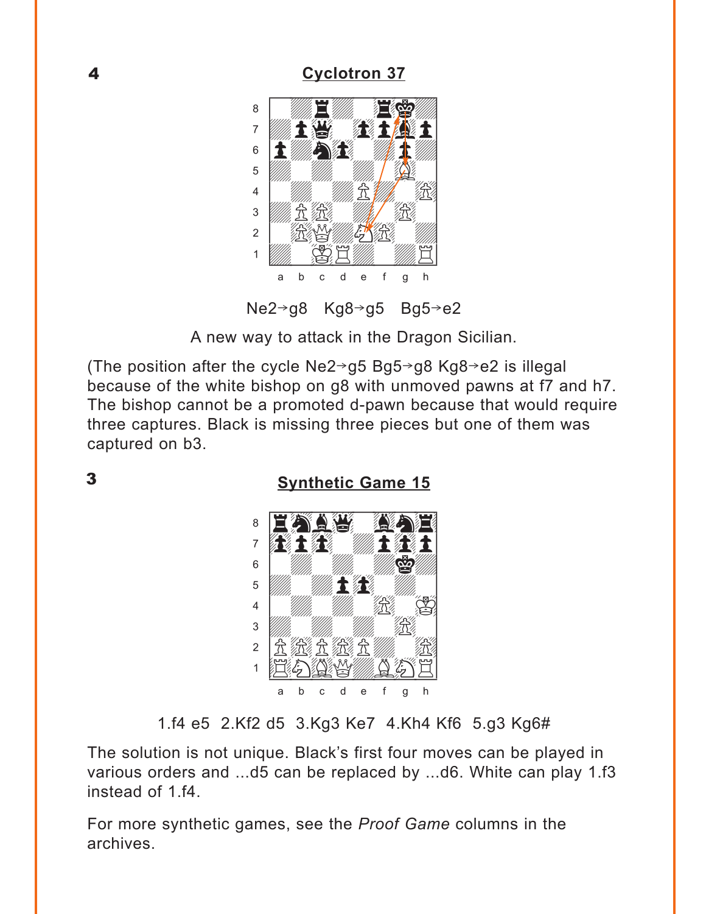**4**

## Cyclotron 37

Ne2→g8   Kg8→g5   Bg5→e2

A new way to attack in the Dragon Sicilian.

(The position after the cycle Ne2→g5 Bg5→g8 Kg8→e2 is illegal because of the white bishop on g8 with unmoved pawns at f7 and h7. The bishop cannot be a promoted d-pawn because that would require three captures. Black is missing three pieces but one of them was captured on b3.

**3**

## Synthetic Game 15

1.f4 e5  2.Kf2 d5  3.Kg3 Ke7  4.Kh4 Kf6  5.g3 Kg6#

The solution is not unique. Black's first four moves can be played in various orders and ...d5 can be replaced by ...d6. White can play 1.f3 instead of 1.f4.

For more synthetic games, see the *Proof Game* columns in the archives.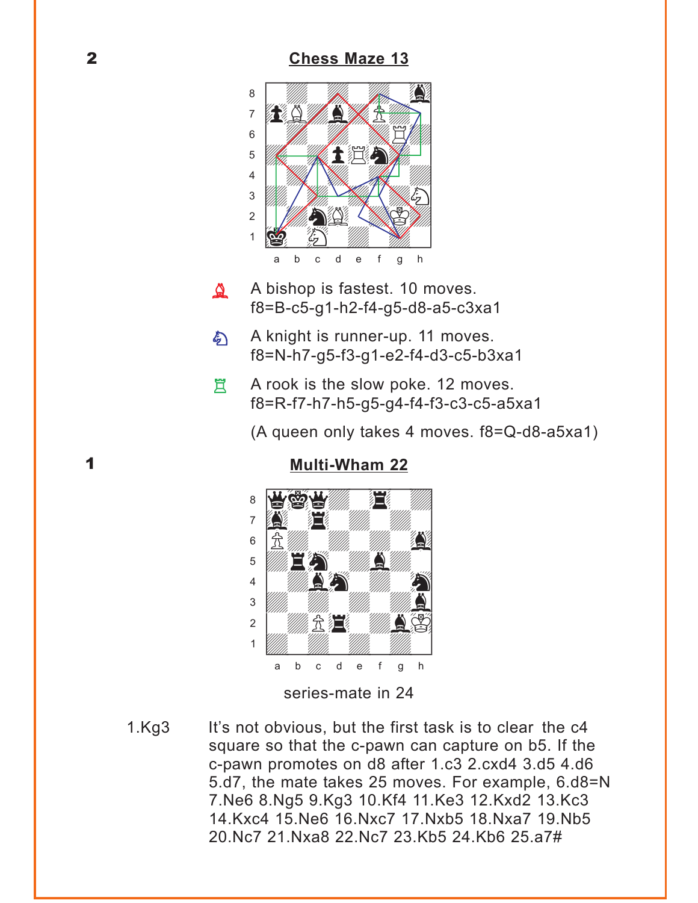**2**

## Chess Maze 13

A bishop is fastest. 10 moves.
f8=B-c5-g1-h2-f4-g5-d8-a5-c3xa1

A knight is runner-up. 11 moves.
f8=N-h7-g5-f3-g1-e2-f4-d3-c5-b3xa1

A rook is the slow poke. 12 moves.
f8=R-f7-h7-h5-g5-g4-f4-f3-c3-c5-a5xa1

(A queen only takes 4 moves. f8=Q-d8-a5xa1)

**1**

## Multi-Wham 22

series-mate in 24

1.Kg3 It's not obvious, but the first task is to clear the c4 square so that the c-pawn can capture on b5. If the c-pawn promotes on d8 after 1.c3 2.cxd4 3.d5 4.d6 5.d7, the mate takes 25 moves. For example, 6.d8=N 7.Ne6 8.Ng5 9.Kg3 10.Kf4 11.Ke3 12.Kxd2 13.Kc3 14.Kxc4 15.Ne6 16.Nxc7 17.Nxb5 18.Nxa7 19.Nb5 20.Nc7 21.Nxa8 22.Nc7 23.Kb5 24.Kb6 25.a7#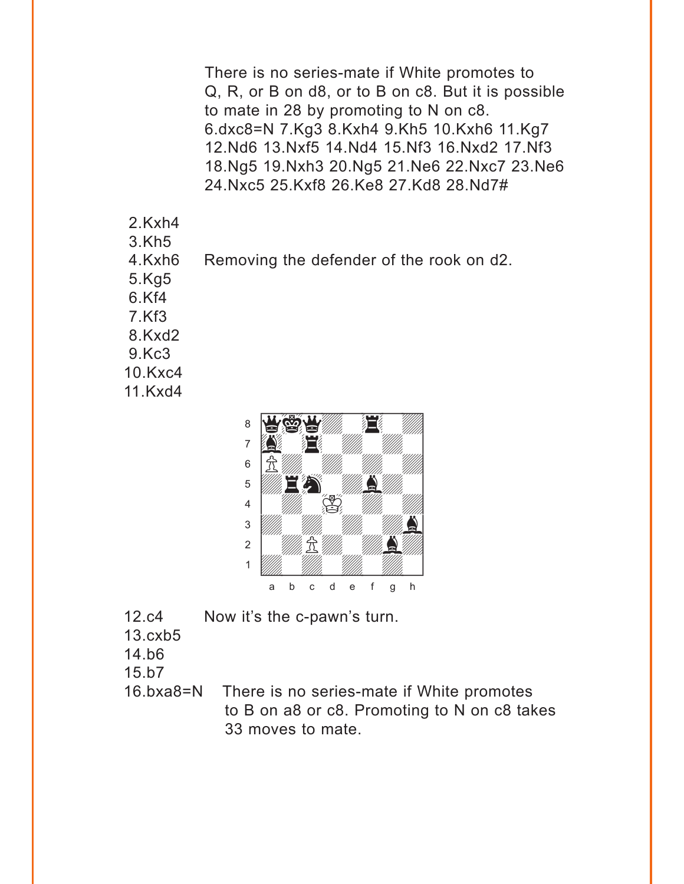There is no series-mate if White promotes to Q, R, or B on d8, or to B on c8. But it is possible to mate in 28 by promoting to N on c8. 6.dxc8=N 7.Kg3 8.Kxh4 9.Kh5 10.Kxh6 11.Kg7 12.Nd6 13.Nxf5 14.Nd4 15.Nf3 16.Nxd2 17.Nf3 18.Ng5 19.Nxh3 20.Ng5 21.Ne6 22.Nxc7 23.Ne6 24.Nxc5 25.Kxf8 26.Ke8 27.Kd8 28.Nd7#

2.Kxh4
3.Kh5
4.Kxh6 Removing the defender of the rook on d2.
5.Kg5
6.Kf4
7.Kf3
8.Kxd2
9.Kc3
10.Kxc4
11.Kxd4

12.c4 Now it's the c-pawn's turn.
13.cxb5
14.b6
15.b7
16.bxa8=N There is no series-mate if White promotes to B on a8 or c8. Promoting to N on c8 takes 33 moves to mate.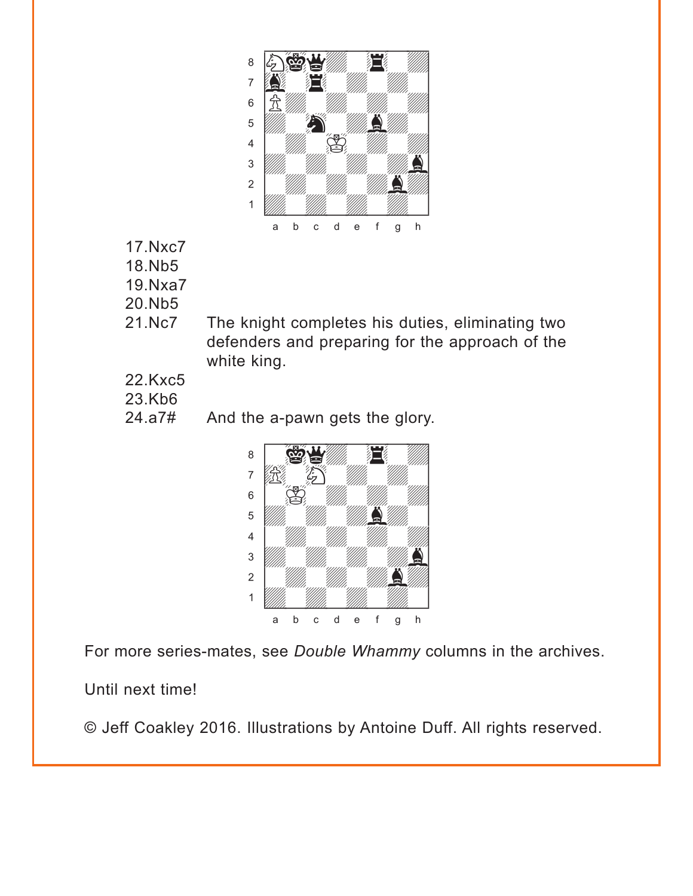17.Nxc7

18.Nb5

19.Nxa7

20.Nb5

21.Nc7 The knight completes his duties, eliminating two defenders and preparing for the approach of the white king.

22.Kxc5

23.Kb6

24.a7# And the a-pawn gets the glory.

For more series-mates, see *Double Whammy* columns in the archives.

Until next time!

© Jeff Coakley 2016. Illustrations by Antoine Duff. All rights reserved.